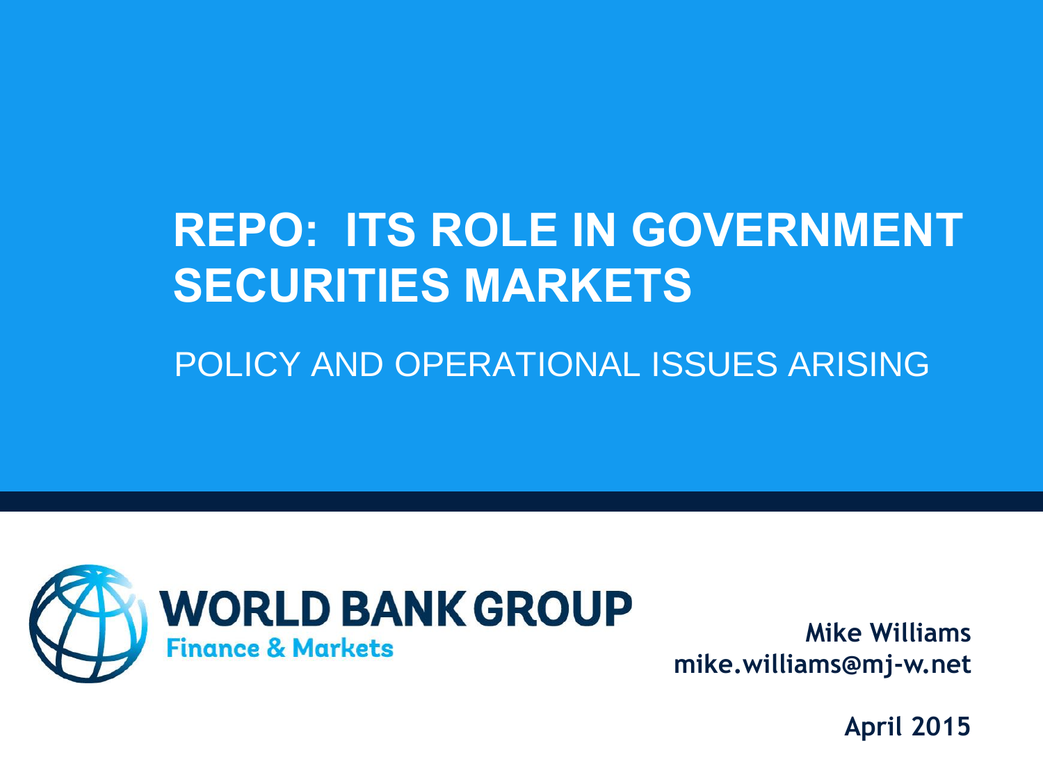# REPO: ITS ROLE IN GOVERNMENT SECURITIES MARKETS

## POLICY AND OPERATIONAL ISSUES ARISING

WORLD BANK GROUP
Finance & Markets

**Mike Williams**
**mike.williams@mj-w.net**

**April 2015**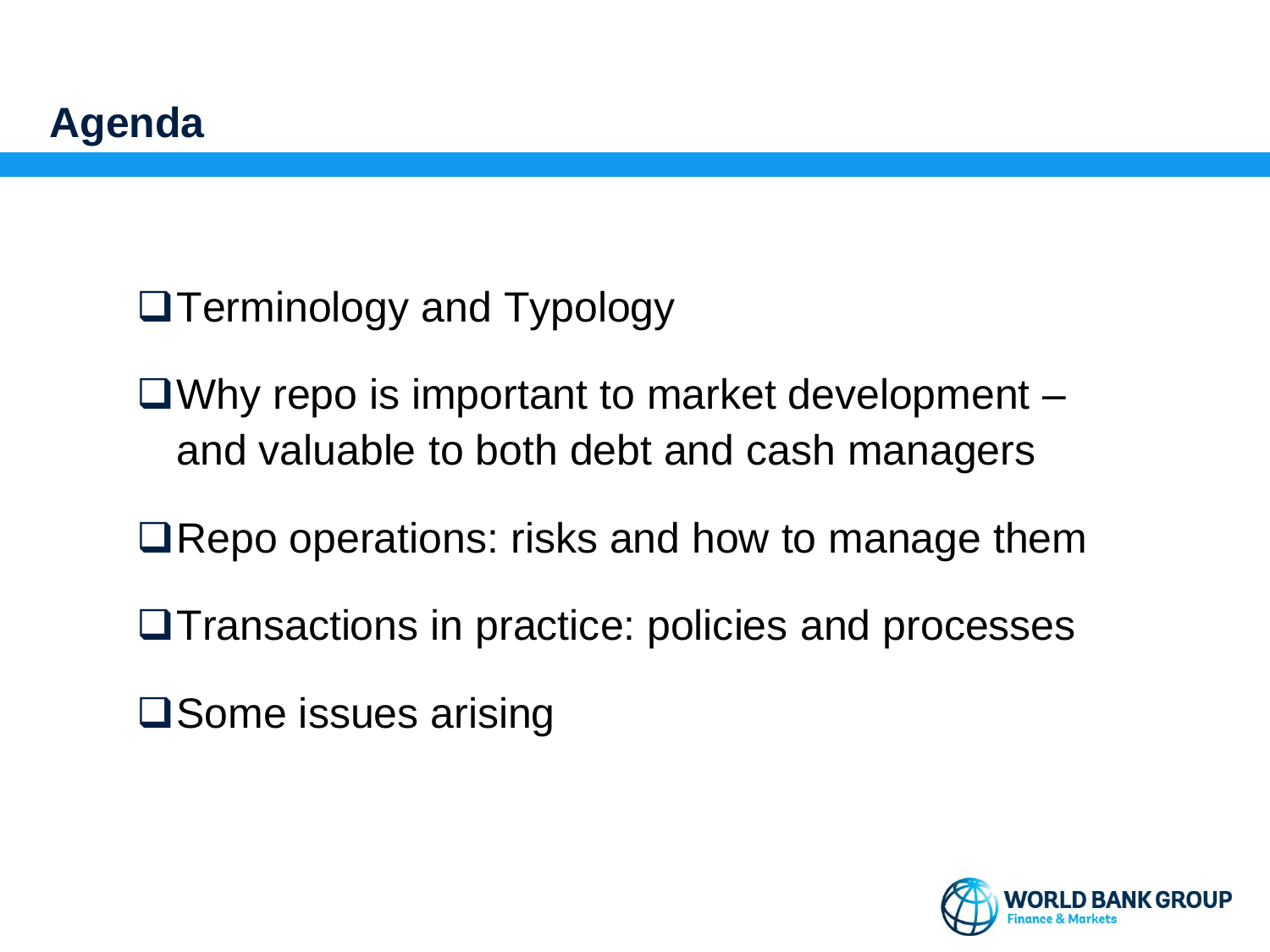# Agenda

- Terminology and Typology
- Why repo is important to market development – and valuable to both debt and cash managers
- Repo operations: risks and how to manage them
- Transactions in practice: policies and processes
- Some issues arising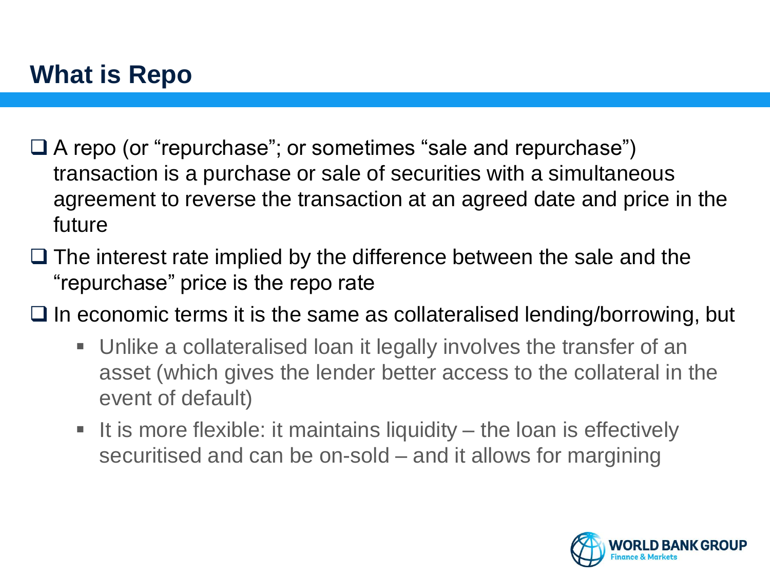# What is Repo

- A repo (or "repurchase"; or sometimes "sale and repurchase") transaction is a purchase or sale of securities with a simultaneous agreement to reverse the transaction at an agreed date and price in the future
- The interest rate implied by the difference between the sale and the "repurchase" price is the repo rate
- In economic terms it is the same as collateralised lending/borrowing, but
  - Unlike a collateralised loan it legally involves the transfer of an asset (which gives the lender better access to the collateral in the event of default)
  - It is more flexible: it maintains liquidity – the loan is effectively securitised and can be on-sold – and it allows for margining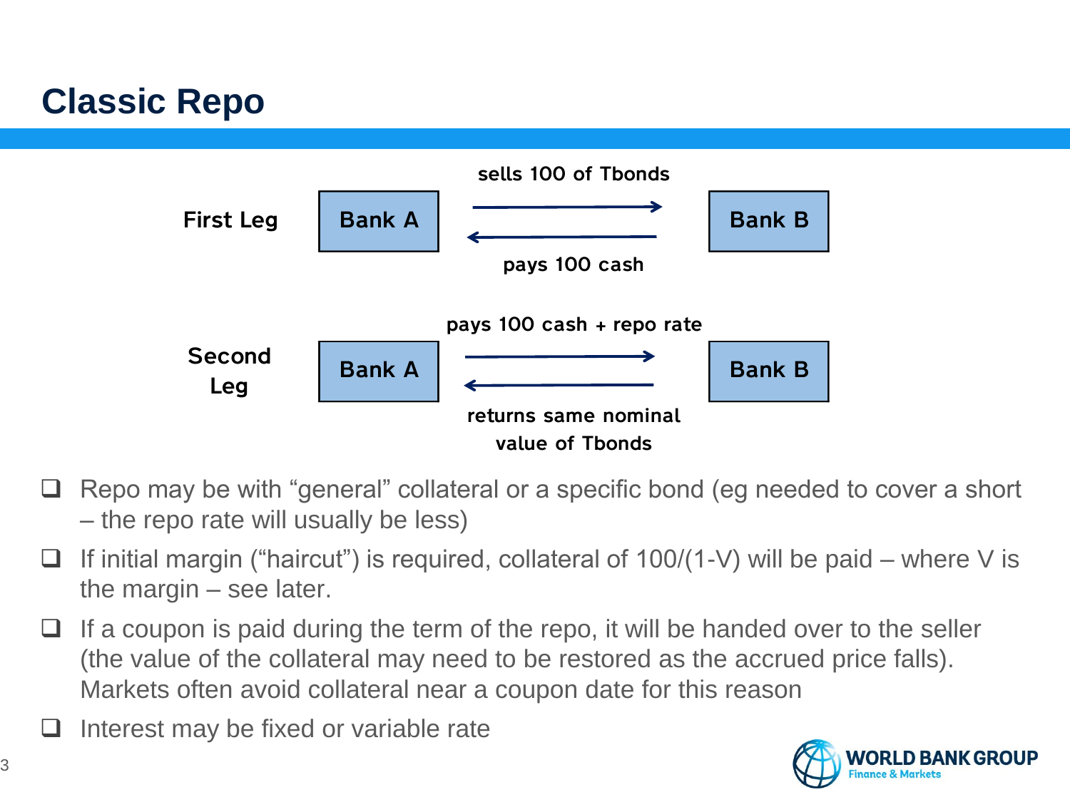# Classic Repo

First Leg

Bank A

sells 100 of Tbonds

pays 100 cash

Bank B

Second Leg

Bank A

pays 100 cash + repo rate

returns same nominal value of Tbonds

Bank B

- Repo may be with "general" collateral or a specific bond (eg needed to cover a short – the repo rate will usually be less)
- If initial margin ("haircut") is required, collateral of 100/(1-V) will be paid – where V is the margin – see later.
- If a coupon is paid during the term of the repo, it will be handed over to the seller (the value of the collateral may need to be restored as the accrued price falls). Markets often avoid collateral near a coupon date for this reason
- Interest may be fixed or variable rate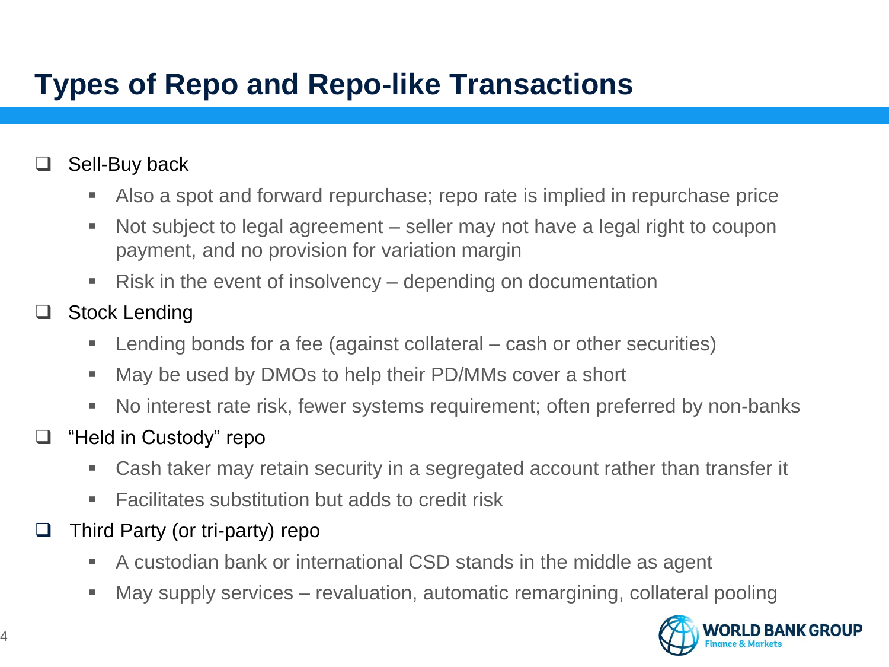# Types of Repo and Repo-like Transactions

- Sell-Buy back
  - Also a spot and forward repurchase; repo rate is implied in repurchase price
  - Not subject to legal agreement – seller may not have a legal right to coupon payment, and no provision for variation margin
  - Risk in the event of insolvency – depending on documentation
- Stock Lending
  - Lending bonds for a fee (against collateral – cash or other securities)
  - May be used by DMOs to help their PD/MMs cover a short
  - No interest rate risk, fewer systems requirement; often preferred by non-banks
- "Held in Custody" repo
  - Cash taker may retain security in a segregated account rather than transfer it
  - Facilitates substitution but adds to credit risk
- Third Party (or tri-party) repo
  - A custodian bank or international CSD stands in the middle as agent
  - May supply services – revaluation, automatic remargining, collateral pooling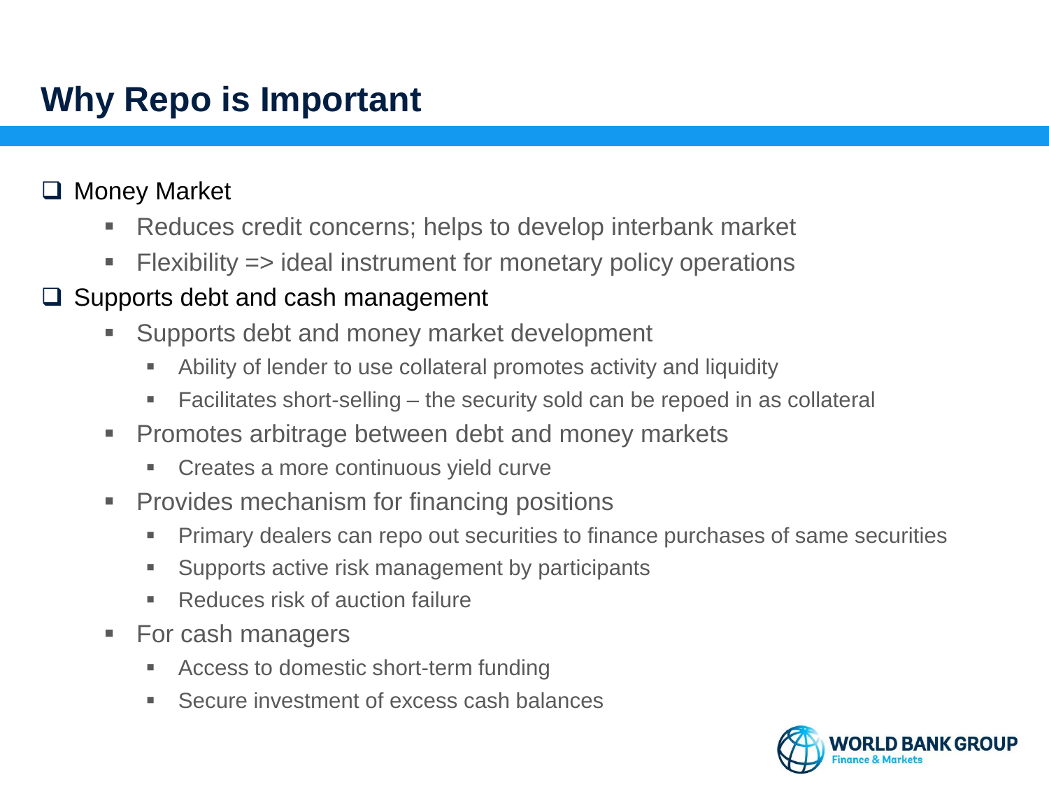# Why Repo is Important

- Money Market
  - Reduces credit concerns; helps to develop interbank market
  - Flexibility => ideal instrument for monetary policy operations
- Supports debt and cash management
  - Supports debt and money market development
    - Ability of lender to use collateral promotes activity and liquidity
    - Facilitates short-selling – the security sold can be repoed in as collateral
  - Promotes arbitrage between debt and money markets
    - Creates a more continuous yield curve
  - Provides mechanism for financing positions
    - Primary dealers can repo out securities to finance purchases of same securities
    - Supports active risk management by participants
    - Reduces risk of auction failure
  - For cash managers
    - Access to domestic short-term funding
    - Secure investment of excess cash balances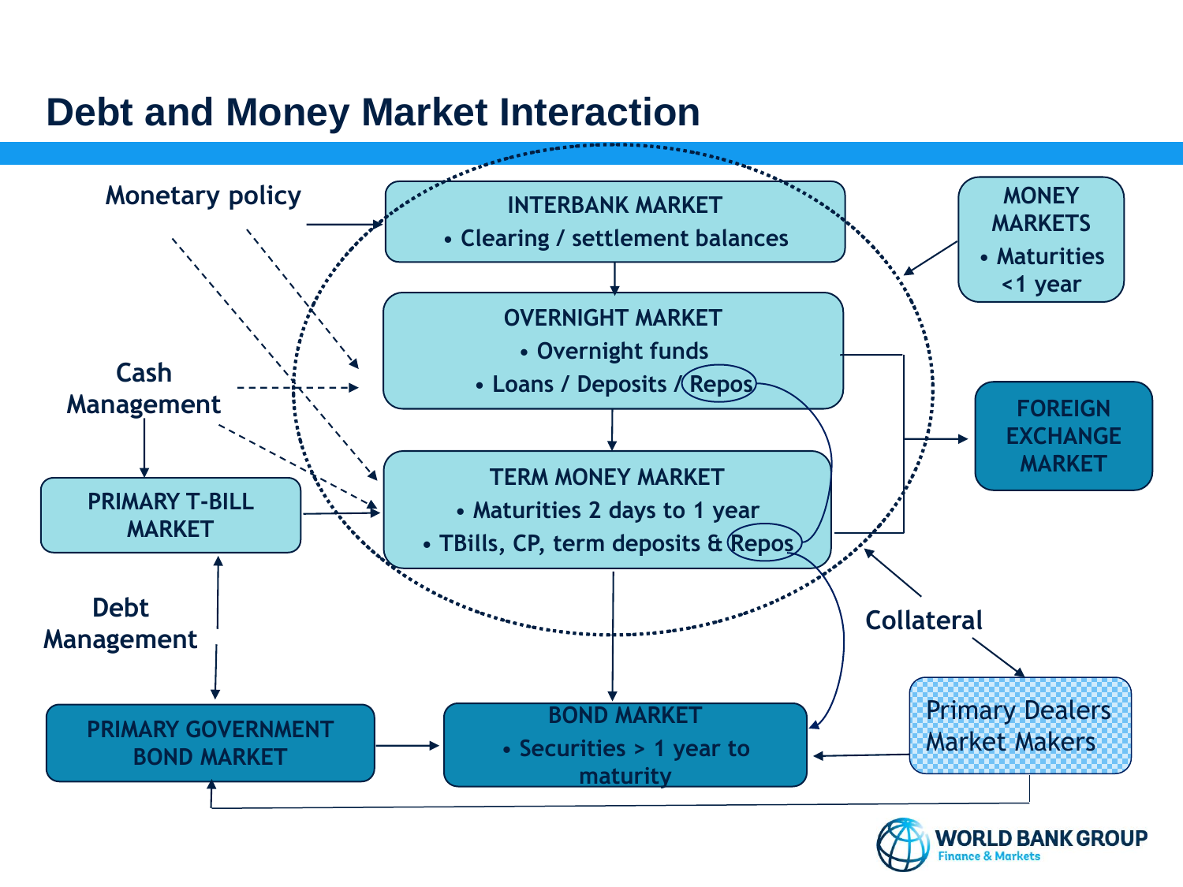# Debt and Money Market Interaction

Monetary policy

INTERBANK MARKET
- Clearing / settlement balances

MONEY MARKETS
- Maturities <1 year

OVERNIGHT MARKET
- Overnight funds
- Loans / Deposits / Repos

Cash Management

FOREIGN EXCHANGE MARKET

PRIMARY T-BILL MARKET

TERM MONEY MARKET
- Maturities 2 days to 1 year
- TBills, CP, term deposits & Repos

Debt Management

Collateral

PRIMARY GOVERNMENT BOND MARKET

BOND MARKET
- Securities > 1 year to maturity

Primary Dealers Market Makers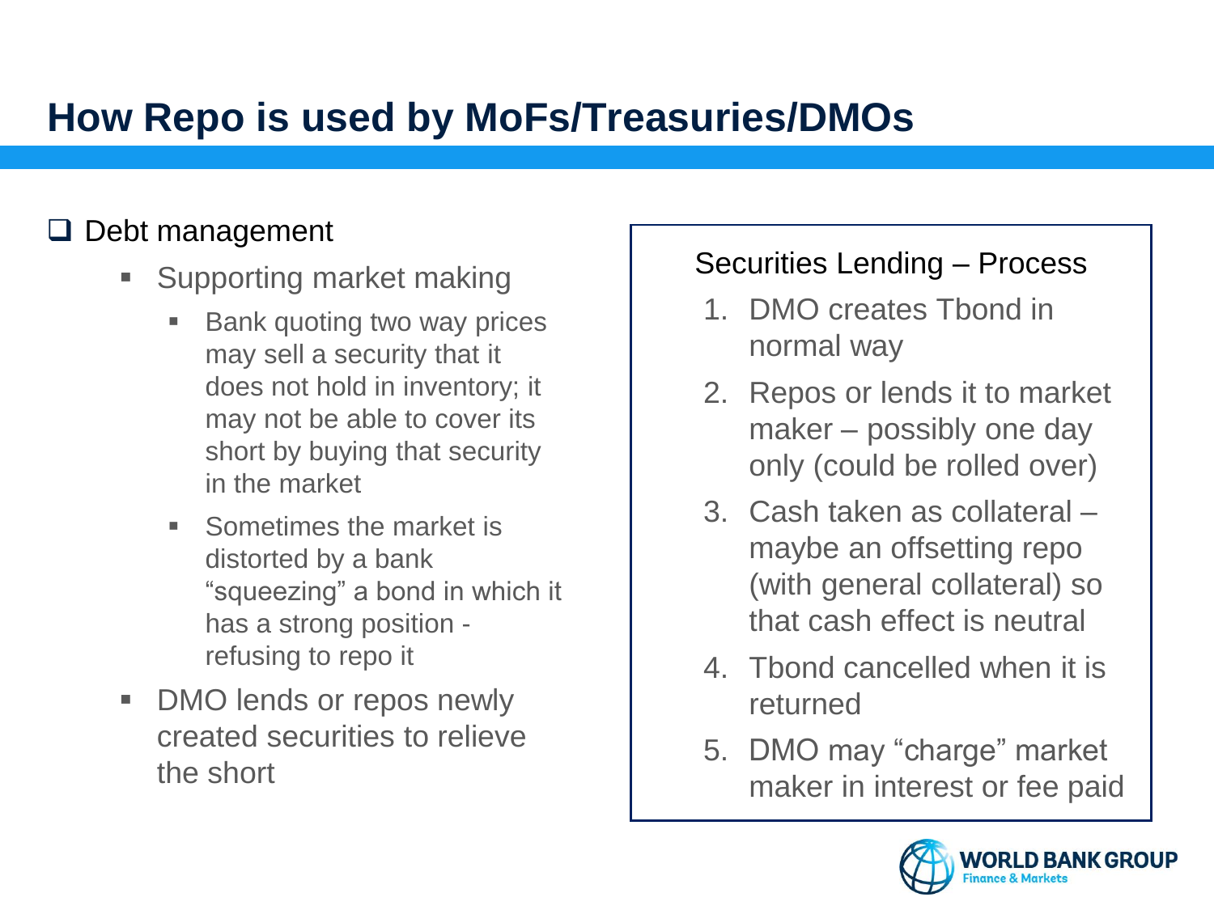# How Repo is used by MoFs/Treasuries/DMOs

- Debt management
  - Supporting market making
    - Bank quoting two way prices may sell a security that it does not hold in inventory; it may not be able to cover its short by buying that security in the market
    - Sometimes the market is distorted by a bank "squeezing" a bond in which it has a strong position - refusing to repo it
  - DMO lends or repos newly created securities to relieve the short

Securities Lending – Process

1. DMO creates Tbond in normal way
2. Repos or lends it to market maker – possibly one day only (could be rolled over)
3. Cash taken as collateral – maybe an offsetting repo (with general collateral) so that cash effect is neutral
4. Tbond cancelled when it is returned
5. DMO may "charge" market maker in interest or fee paid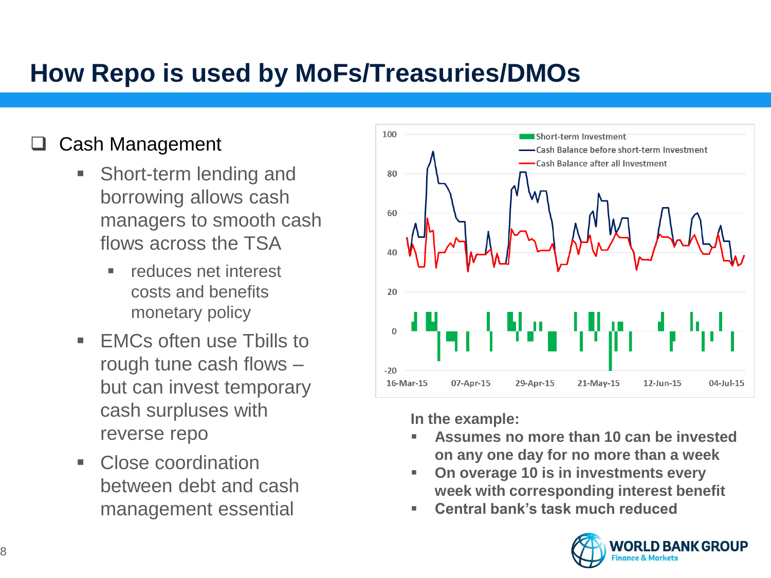# How Repo is used by MoFs/Treasuries/DMOs

- Cash Management
  - Short-term lending and borrowing allows cash managers to smooth cash flows across the TSA
    - reduces net interest costs and benefits monetary policy
  - EMCs often use Tbills to rough tune cash flows – but can invest temporary cash surpluses with reverse repo
  - Close coordination between debt and cash management essential

Short-term Investment
Cash Balance before short-term Investment
Cash Balance after all Investment

100
80
60
40
20
0
-20

16-Mar-15
07-Apr-15
29-Apr-15
21-May-15
12-Jun-15
04-Jul-15

**In the example:**

- **Assumes no more than 10 can be invested on any one day for no more than a week**
- **On overage 10 is in investments every week with corresponding interest benefit**
- **Central bank's task much reduced**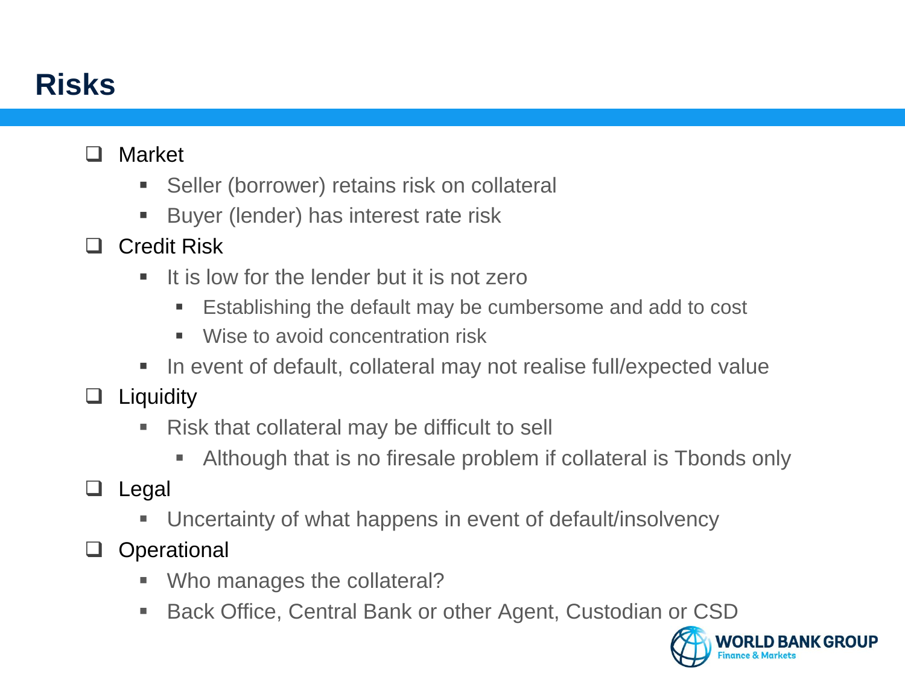# Risks

- Market
  - Seller (borrower) retains risk on collateral
  - Buyer (lender) has interest rate risk
- Credit Risk
  - It is low for the lender but it is not zero
    - Establishing the default may be cumbersome and add to cost
    - Wise to avoid concentration risk
  - In event of default, collateral may not realise full/expected value
- Liquidity
  - Risk that collateral may be difficult to sell
    - Although that is no firesale problem if collateral is Tbonds only
- Legal
  - Uncertainty of what happens in event of default/insolvency
- Operational
  - Who manages the collateral?
  - Back Office, Central Bank or other Agent, Custodian or CSD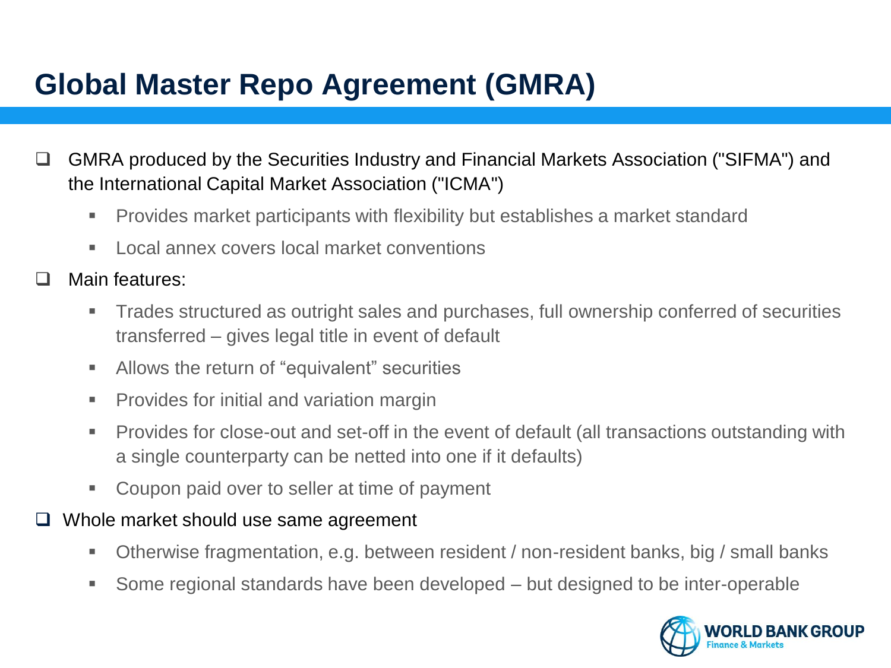# Global Master Repo Agreement (GMRA)

- GMRA produced by the Securities Industry and Financial Markets Association ("SIFMA") and the International Capital Market Association ("ICMA")
  - Provides market participants with flexibility but establishes a market standard
  - Local annex covers local market conventions
- Main features:
  - Trades structured as outright sales and purchases, full ownership conferred of securities transferred – gives legal title in event of default
  - Allows the return of "equivalent" securities
  - Provides for initial and variation margin
  - Provides for close-out and set-off in the event of default (all transactions outstanding with a single counterparty can be netted into one if it defaults)
  - Coupon paid over to seller at time of payment
- Whole market should use same agreement
  - Otherwise fragmentation, e.g. between resident / non-resident banks, big / small banks
  - Some regional standards have been developed – but designed to be inter-operable

WORLD BANK GROUP
Finance & Markets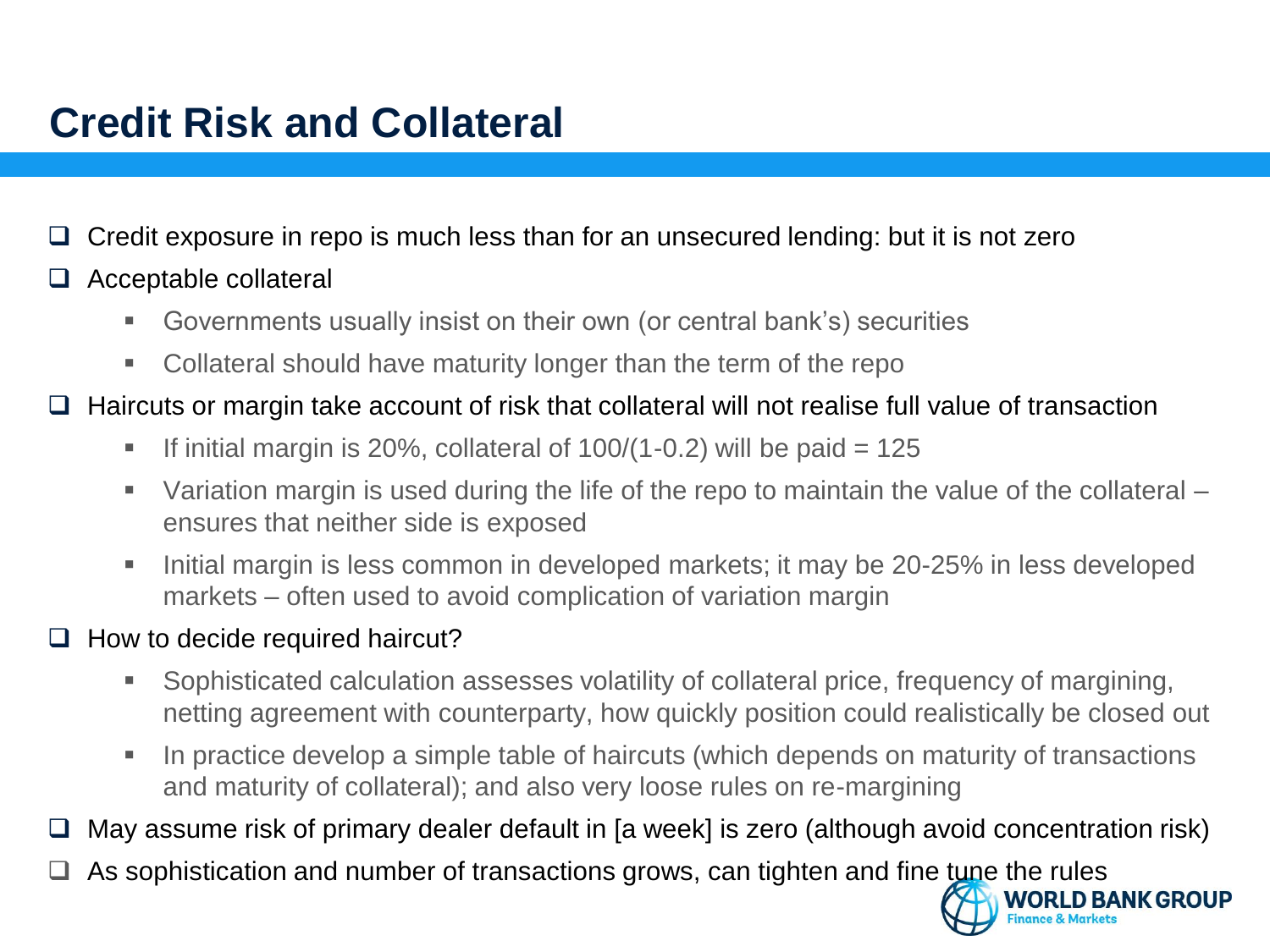# Credit Risk and Collateral

- Credit exposure in repo is much less than for an unsecured lending: but it is not zero
- Acceptable collateral
  - Governments usually insist on their own (or central bank's) securities
  - Collateral should have maturity longer than the term of the repo
- Haircuts or margin take account of risk that collateral will not realise full value of transaction
  - If initial margin is 20%, collateral of $100/(1-0.2)$ will be paid = 125
  - Variation margin is used during the life of the repo to maintain the value of the collateral – ensures that neither side is exposed
  - Initial margin is less common in developed markets; it may be 20-25% in less developed markets – often used to avoid complication of variation margin
- How to decide required haircut?
  - Sophisticated calculation assesses volatility of collateral price, frequency of margining, netting agreement with counterparty, how quickly position could realistically be closed out
  - In practice develop a simple table of haircuts (which depends on maturity of transactions and maturity of collateral); and also very loose rules on re-margining
- May assume risk of primary dealer default in [a week] is zero (although avoid concentration risk)
- As sophistication and number of transactions grows, can tighten and fine tune the rules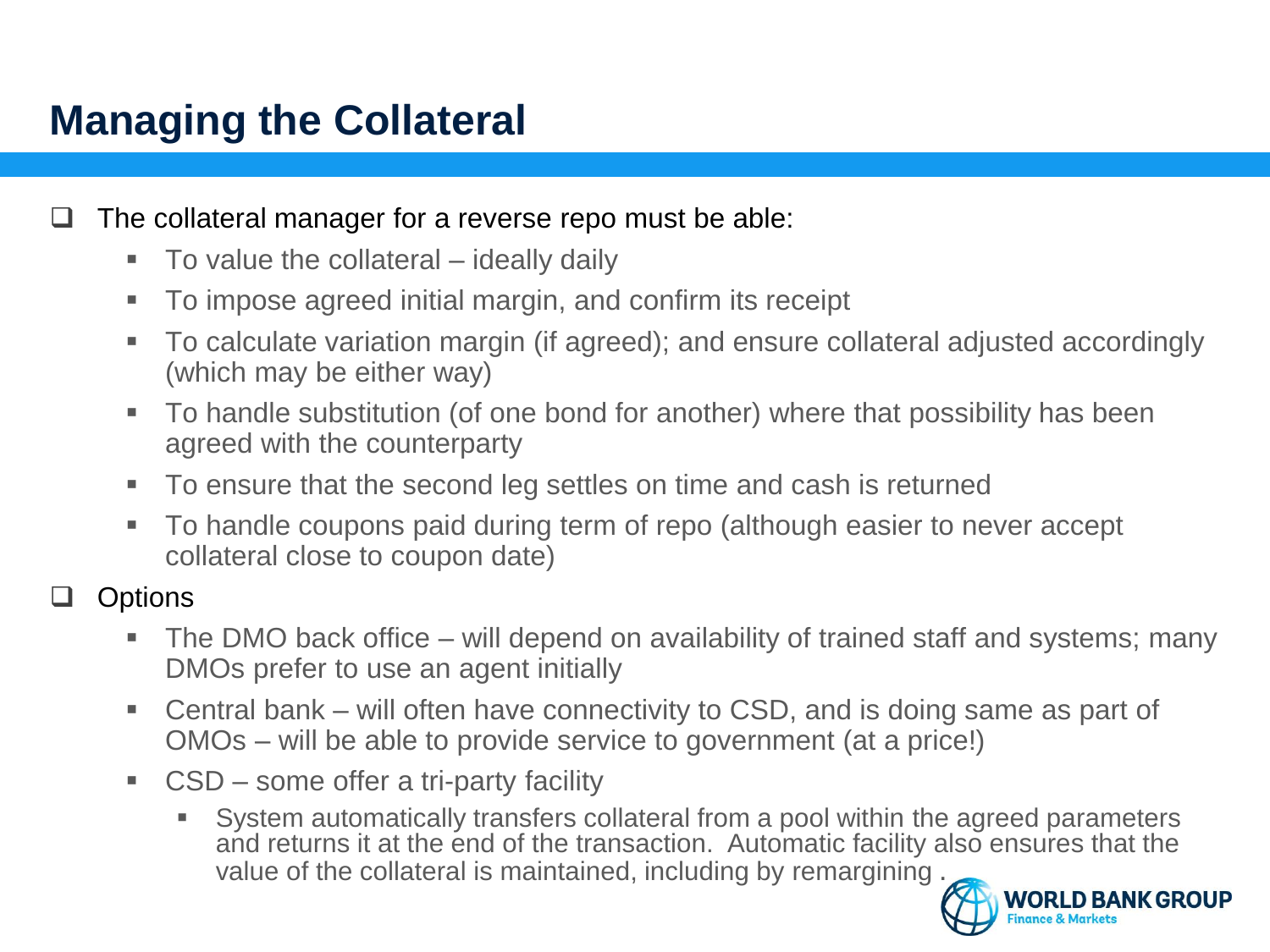# Managing the Collateral

- The collateral manager for a reverse repo must be able:
  - To value the collateral – ideally daily
  - To impose agreed initial margin, and confirm its receipt
  - To calculate variation margin (if agreed); and ensure collateral adjusted accordingly (which may be either way)
  - To handle substitution (of one bond for another) where that possibility has been agreed with the counterparty
  - To ensure that the second leg settles on time and cash is returned
  - To handle coupons paid during term of repo (although easier to never accept collateral close to coupon date)
- Options
  - The DMO back office – will depend on availability of trained staff and systems; many DMOs prefer to use an agent initially
  - Central bank – will often have connectivity to CSD, and is doing same as part of OMOs – will be able to provide service to government (at a price!)
  - CSD – some offer a tri-party facility
    - System automatically transfers collateral from a pool within the agreed parameters and returns it at the end of the transaction. Automatic facility also ensures that the value of the collateral is maintained, including by remargining .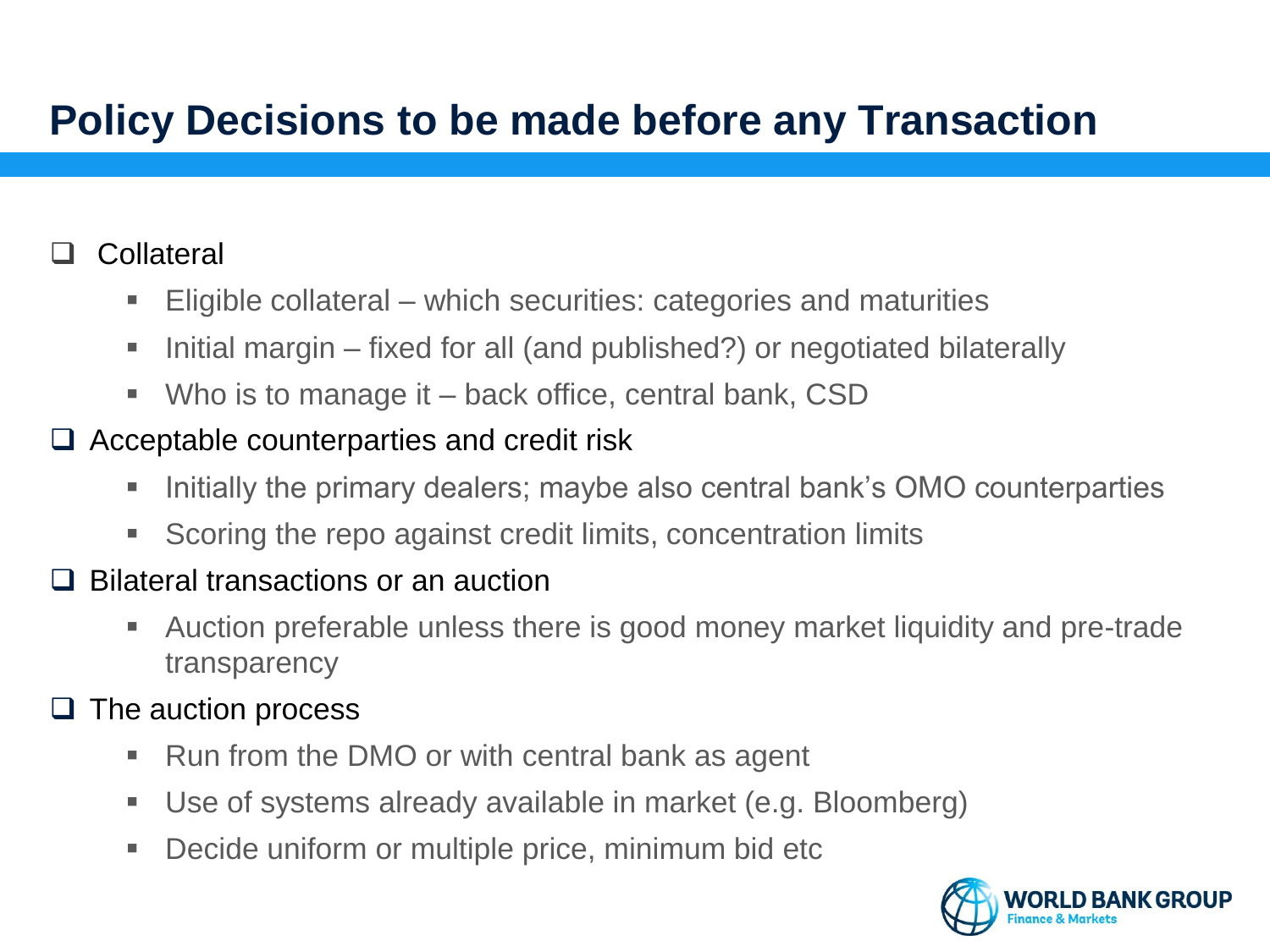# Policy Decisions to be made before any Transaction

- Collateral
  - Eligible collateral – which securities: categories and maturities
  - Initial margin – fixed for all (and published?) or negotiated bilaterally
  - Who is to manage it – back office, central bank, CSD
- Acceptable counterparties and credit risk
  - Initially the primary dealers; maybe also central bank's OMO counterparties
  - Scoring the repo against credit limits, concentration limits
- Bilateral transactions or an auction
  - Auction preferable unless there is good money market liquidity and pre-trade transparency
- The auction process
  - Run from the DMO or with central bank as agent
  - Use of systems already available in market (e.g. Bloomberg)
  - Decide uniform or multiple price, minimum bid etc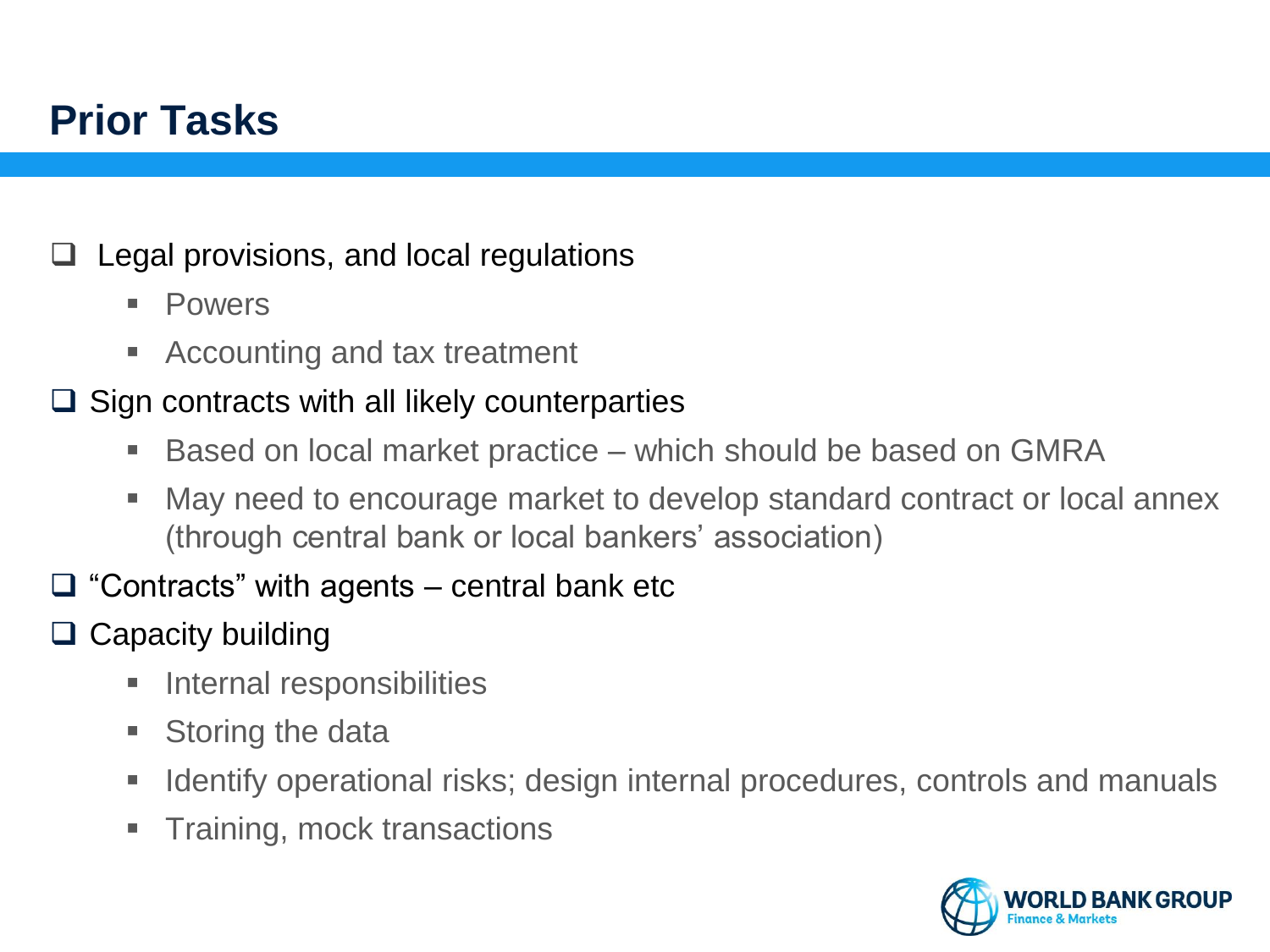# Prior Tasks

- Legal provisions, and local regulations
  - Powers
  - Accounting and tax treatment
- Sign contracts with all likely counterparties
  - Based on local market practice – which should be based on GMRA
  - May need to encourage market to develop standard contract or local annex (through central bank or local bankers' association)
- "Contracts" with agents – central bank etc
- Capacity building
  - Internal responsibilities
  - Storing the data
  - Identify operational risks; design internal procedures, controls and manuals
  - Training, mock transactions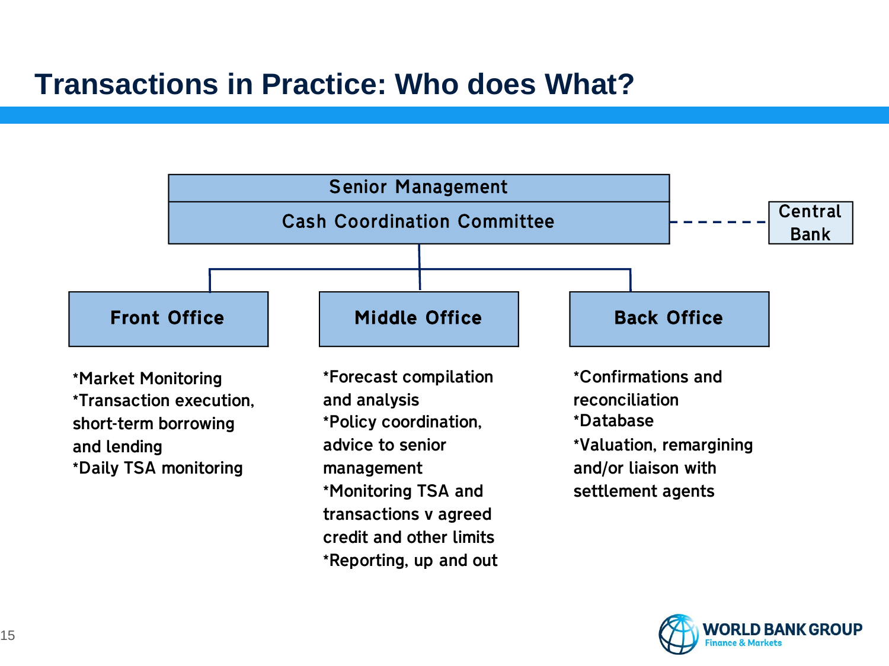# Transactions in Practice: Who does What?

Senior Management

Cash Coordination Committee

Central Bank

## Front Office

*Market Monitoring
*Transaction execution, short-term borrowing and lending
*Daily TSA monitoring

## Middle Office

*Forecast compilation and analysis
*Policy coordination, advice to senior management
*Monitoring TSA and transactions v agreed credit and other limits
*Reporting, up and out

## Back Office

*Confirmations and reconciliation
*Database
*Valuation, remargining and/or liaison with settlement agents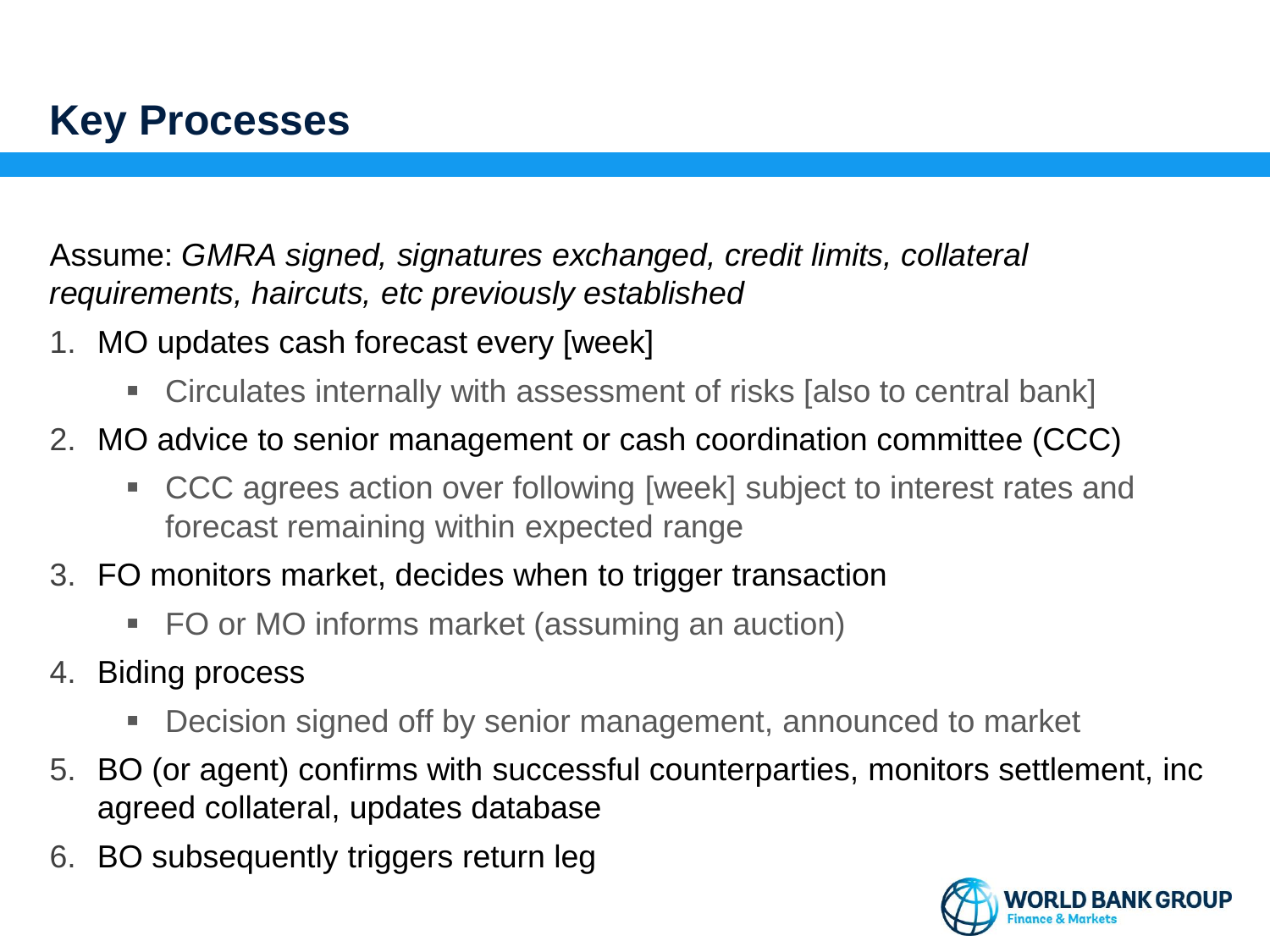# Key Processes

Assume: *GMRA signed, signatures exchanged, credit limits, collateral requirements, haircuts, etc previously established*

1. MO updates cash forecast every [week]
   - Circulates internally with assessment of risks [also to central bank]
2. MO advice to senior management or cash coordination committee (CCC)
   - CCC agrees action over following [week] subject to interest rates and forecast remaining within expected range
3. FO monitors market, decides when to trigger transaction
   - FO or MO informs market (assuming an auction)
4. Biding process
   - Decision signed off by senior management, announced to market
5. BO (or agent) confirms with successful counterparties, monitors settlement, inc agreed collateral, updates database
6. BO subsequently triggers return leg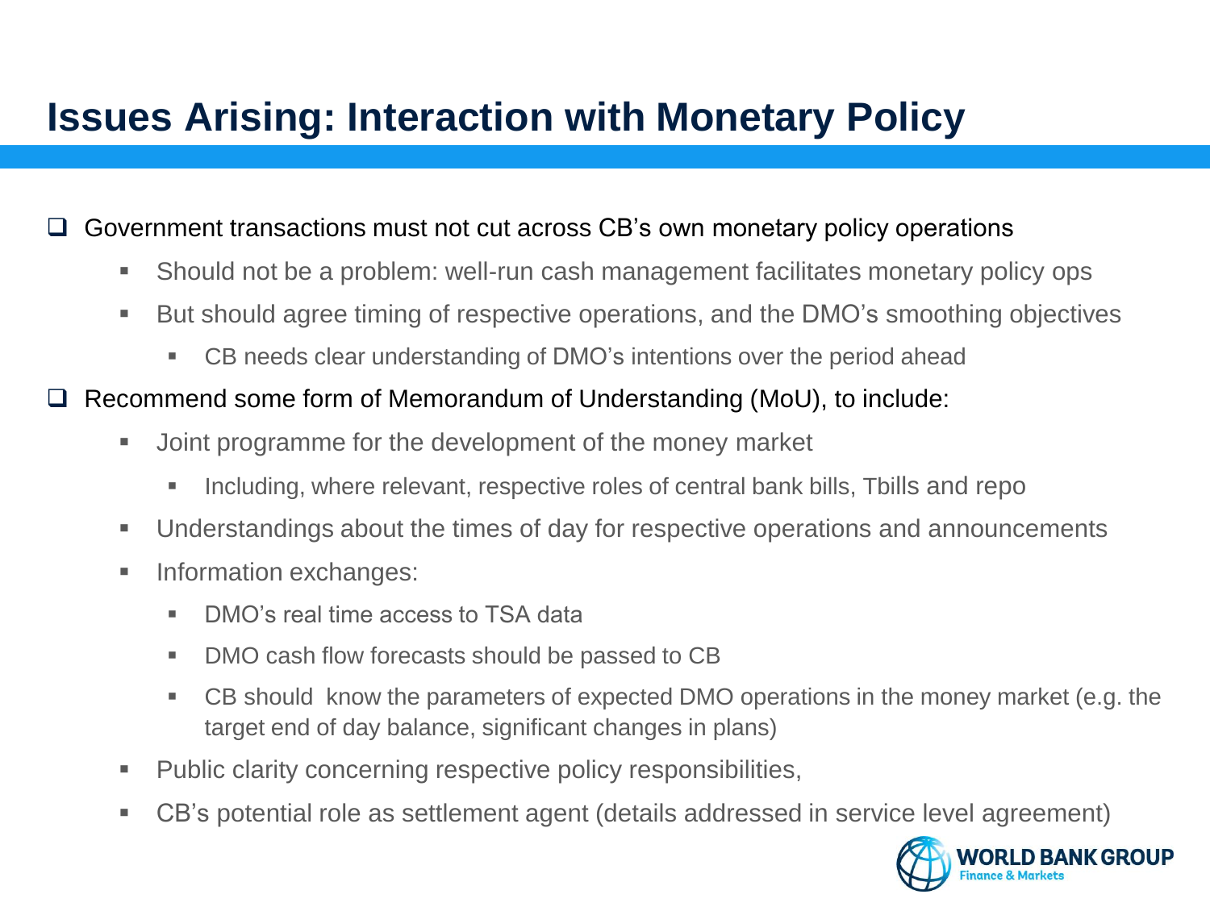# Issues Arising: Interaction with Monetary Policy

- Government transactions must not cut across CB's own monetary policy operations
  - Should not be a problem: well-run cash management facilitates monetary policy ops
  - But should agree timing of respective operations, and the DMO's smoothing objectives
    - CB needs clear understanding of DMO's intentions over the period ahead
- Recommend some form of Memorandum of Understanding (MoU), to include:
  - Joint programme for the development of the money market
    - Including, where relevant, respective roles of central bank bills, Tbills and repo
  - Understandings about the times of day for respective operations and announcements
  - Information exchanges:
    - DMO's real time access to TSA data
    - DMO cash flow forecasts should be passed to CB
    - CB should know the parameters of expected DMO operations in the money market (e.g. the target end of day balance, significant changes in plans)
  - Public clarity concerning respective policy responsibilities,
  - CB's potential role as settlement agent (details addressed in service level agreement)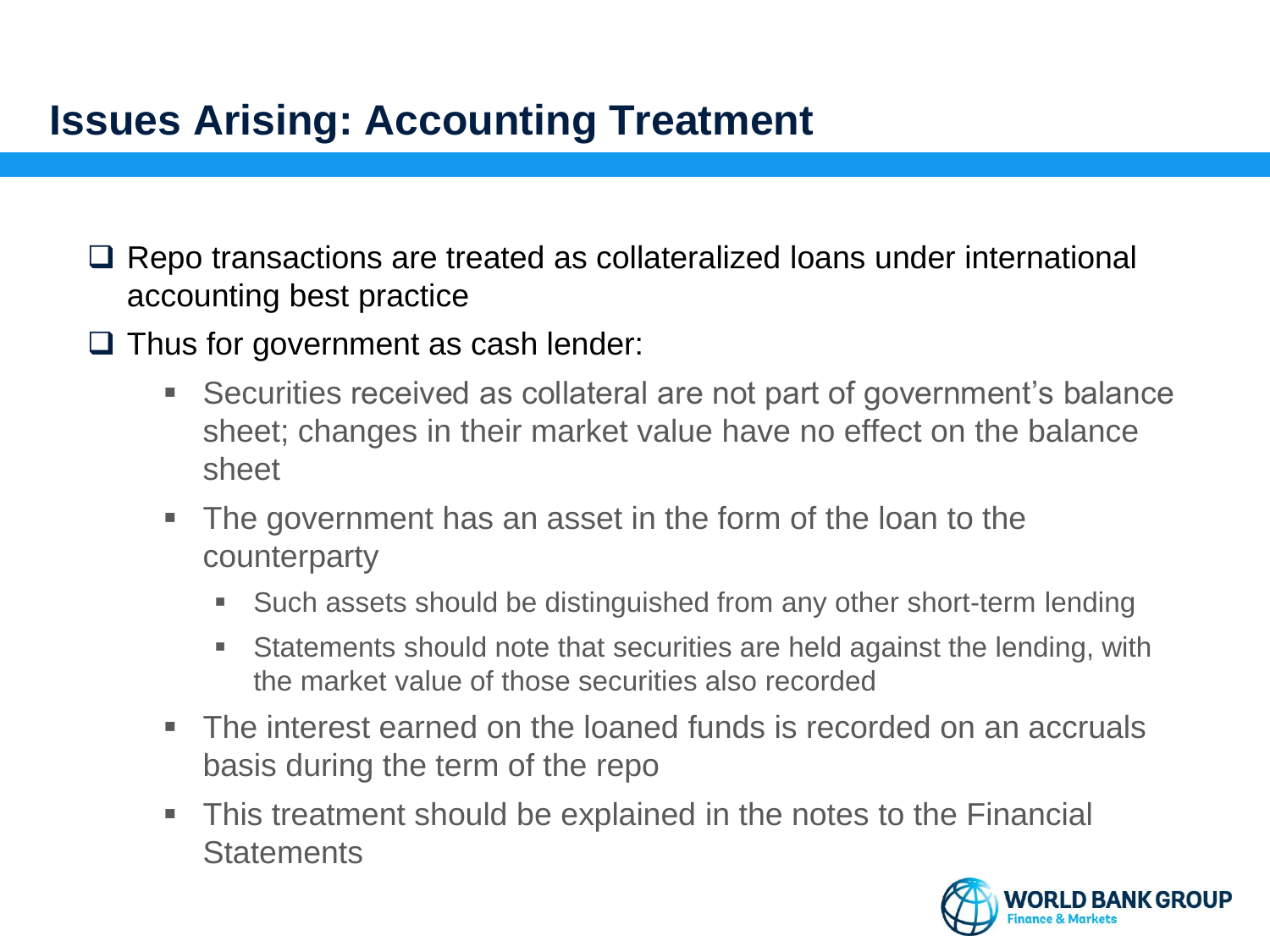# Issues Arising: Accounting Treatment

- Repo transactions are treated as collateralized loans under international accounting best practice
- Thus for government as cash lender:
  - Securities received as collateral are not part of government's balance sheet; changes in their market value have no effect on the balance sheet
  - The government has an asset in the form of the loan to the counterparty
    - Such assets should be distinguished from any other short-term lending
    - Statements should note that securities are held against the lending, with the market value of those securities also recorded
  - The interest earned on the loaned funds is recorded on an accruals basis during the term of the repo
  - This treatment should be explained in the notes to the Financial Statements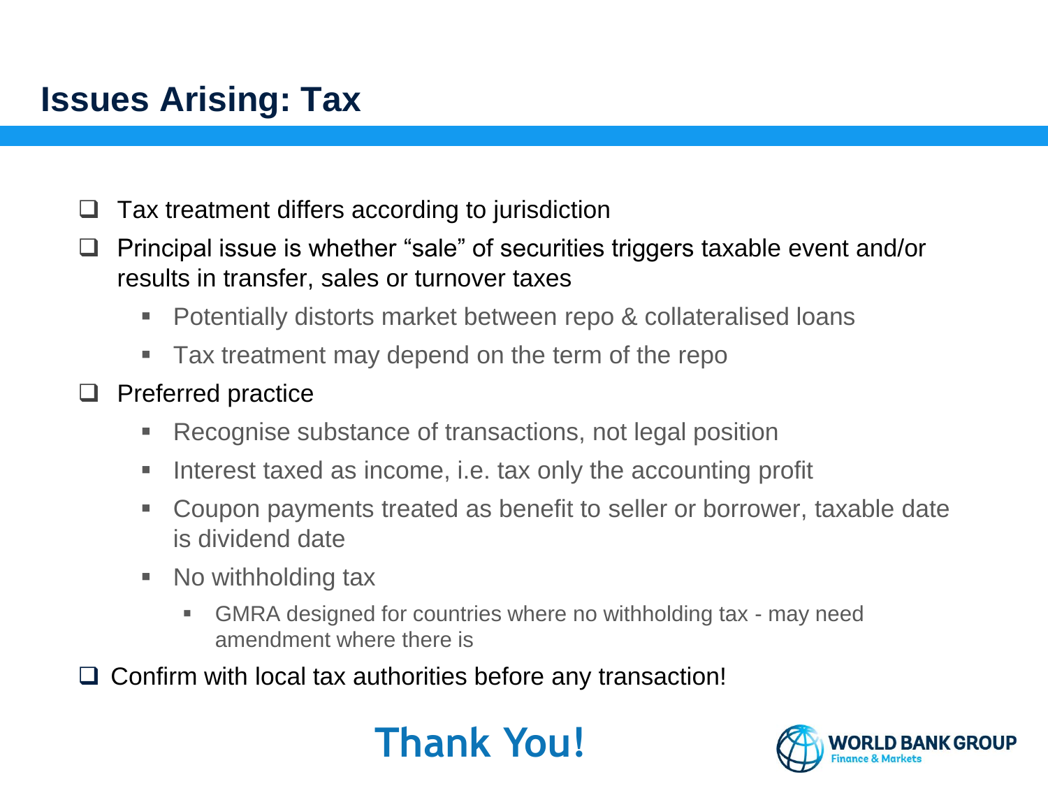# Issues Arising: Tax

- Tax treatment differs according to jurisdiction
- Principal issue is whether "sale" of securities triggers taxable event and/or results in transfer, sales or turnover taxes
  - Potentially distorts market between repo & collateralised loans
  - Tax treatment may depend on the term of the repo
- Preferred practice
  - Recognise substance of transactions, not legal position
  - Interest taxed as income, i.e. tax only the accounting profit
  - Coupon payments treated as benefit to seller or borrower, taxable date is dividend date
  - No withholding tax
    - GMRA designed for countries where no withholding tax - may need amendment where there is
- Confirm with local tax authorities before any transaction!

**Thank You!**

WORLD BANK GROUP
Finance & Markets